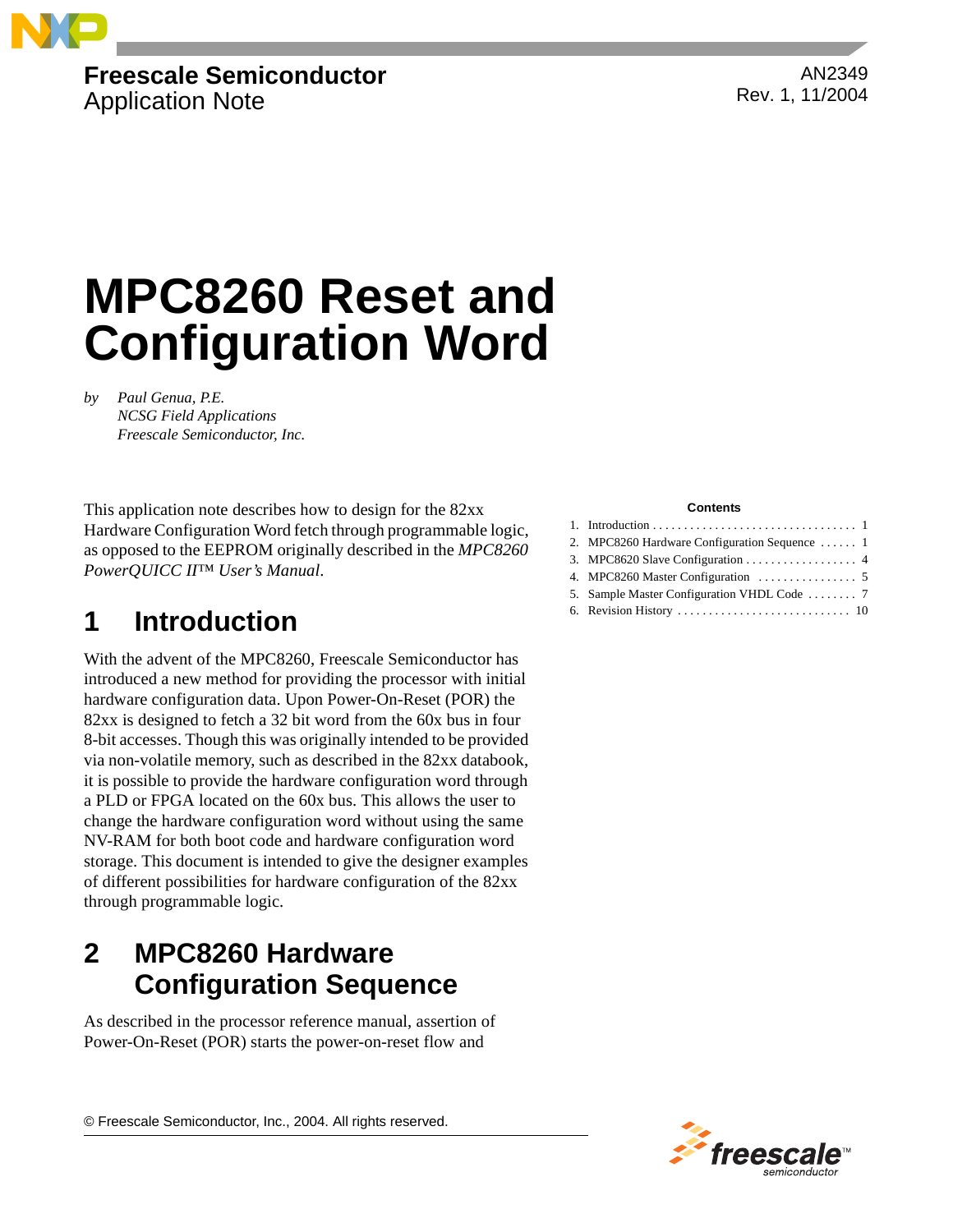Freescale Semiconductor
Application Note

AN2349
Rev. 1, 11/2004

# MPC8260 Reset and Configuration Word

*by Paul Genua, P.E.*
*NCSG Field Applications*
*Freescale Semiconductor, Inc.*

This application note describes how to design for the 82xx Hardware Configuration Word fetch through programmable logic, as opposed to the EEPROM originally described in the *MPC8260 PowerQUICC II™ User's Manual*.

**Contents**

1. Introduction . . . . . . . . . . . . . . . . . . . . . . . . . . . . . . . . 1
2. MPC8260 Hardware Configuration Sequence . . . . . . 1
3. MPC8620 Slave Configuration . . . . . . . . . . . . . . . . . . 4
4. MPC8260 Master Configuration . . . . . . . . . . . . . . . . 5
5. Sample Master Configuration VHDL Code . . . . . . . . 7
6. Revision History . . . . . . . . . . . . . . . . . . . . . . . . . . . . 10

## 1 Introduction

With the advent of the MPC8260, Freescale Semiconductor has introduced a new method for providing the processor with initial hardware configuration data. Upon Power-On-Reset (POR) the 82xx is designed to fetch a 32 bit word from the 60x bus in four 8-bit accesses. Though this was originally intended to be provided via non-volatile memory, such as described in the 82xx databook, it is possible to provide the hardware configuration word through a PLD or FPGA located on the 60x bus. This allows the user to change the hardware configuration word without using the same NV-RAM for both boot code and hardware configuration word storage. This document is intended to give the designer examples of different possibilities for hardware configuration of the 82xx through programmable logic.

## 2 MPC8260 Hardware Configuration Sequence

As described in the processor reference manual, assertion of Power-On-Reset (POR) starts the power-on-reset flow and

© Freescale Semiconductor, Inc., 2004. All rights reserved.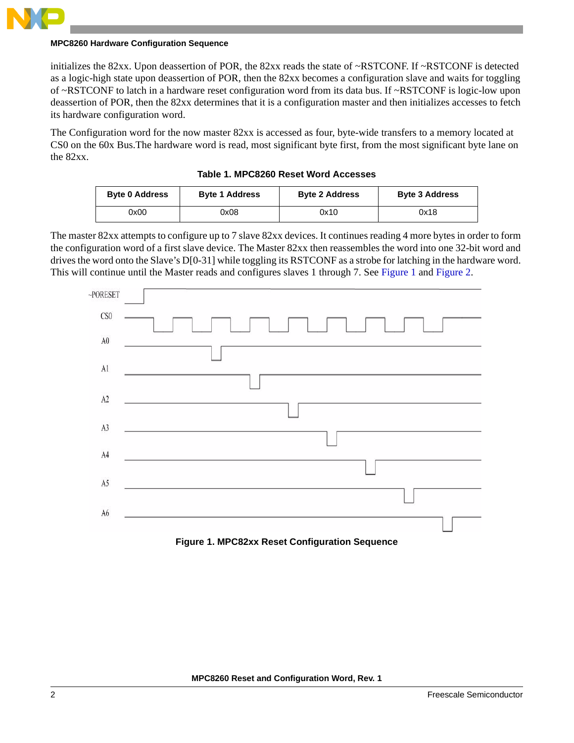initializes the 82xx. Upon deassertion of POR, the 82xx reads the state of ~RSTCONF. If ~RSTCONF is detected as a logic-high state upon deassertion of POR, then the 82xx becomes a configuration slave and waits for toggling of ~RSTCONF to latch in a hardware reset configuration word from its data bus. If ~RSTCONF is logic-low upon deassertion of POR, then the 82xx determines that it is a configuration master and then initializes accesses to fetch its hardware configuration word.

The Configuration word for the now master 82xx is accessed as four, byte-wide transfers to a memory located at CS0 on the 60x Bus.The hardware word is read, most significant byte first, from the most significant byte lane on the 82xx.

**Table 1. MPC8260 Reset Word Accesses**

| Byte 0 Address | Byte 1 Address | Byte 2 Address | Byte 3 Address |
|---|---|---|---|
| 0x00 | 0x08 | 0x10 | 0x18 |

The master 82xx attempts to configure up to 7 slave 82xx devices. It continues reading 4 more bytes in order to form the configuration word of a first slave device. The Master 82xx then reassembles the word into one 32-bit word and drives the word onto the Slave's D[0-31] while toggling its RSTCONF as a strobe for latching in the hardware word. This will continue until the Master reads and configures slaves 1 through 7. See Figure 1 and Figure 2.

**Figure 1. MPC82xx Reset Configuration Sequence**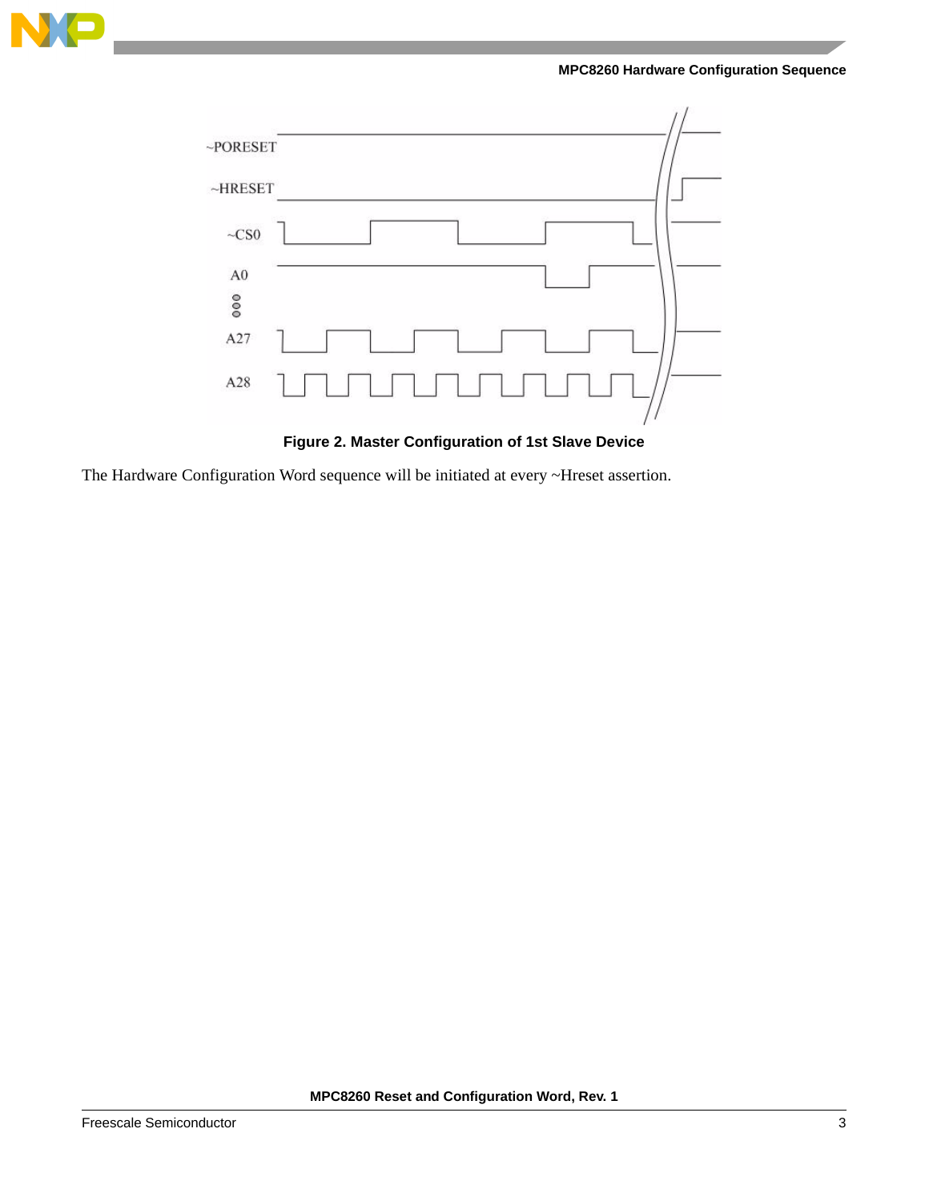Figure 2. Master Configuration of 1st Slave Device

The Hardware Configuration Word sequence will be initiated at every ~Hreset assertion.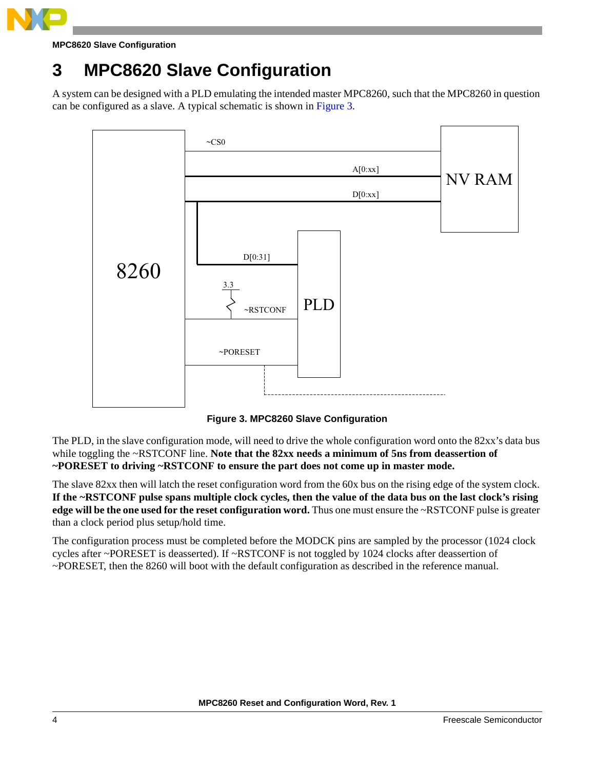# 3 MPC8620 Slave Configuration

A system can be designed with a PLD emulating the intended master MPC8260, such that the MPC8260 in question can be configured as a slave. A typical schematic is shown in Figure 3.

**Figure 3. MPC8260 Slave Configuration**

The PLD, in the slave configuration mode, will need to drive the whole configuration word onto the 82xx's data bus while toggling the ~RSTCONF line. **Note that the 82xx needs a minimum of 5ns from deassertion of ~PORESET to driving ~RSTCONF to ensure the part does not come up in master mode.**

The slave 82xx then will latch the reset configuration word from the 60x bus on the rising edge of the system clock. **If the ~RSTCONF pulse spans multiple clock cycles, then the value of the data bus on the last clock's rising edge will be the one used for the reset configuration word.** Thus one must ensure the ~RSTCONF pulse is greater than a clock period plus setup/hold time.

The configuration process must be completed before the MODCK pins are sampled by the processor (1024 clock cycles after ~PORESET is deasserted). If ~RSTCONF is not toggled by 1024 clocks after deassertion of ~PORESET, then the 8260 will boot with the default configuration as described in the reference manual.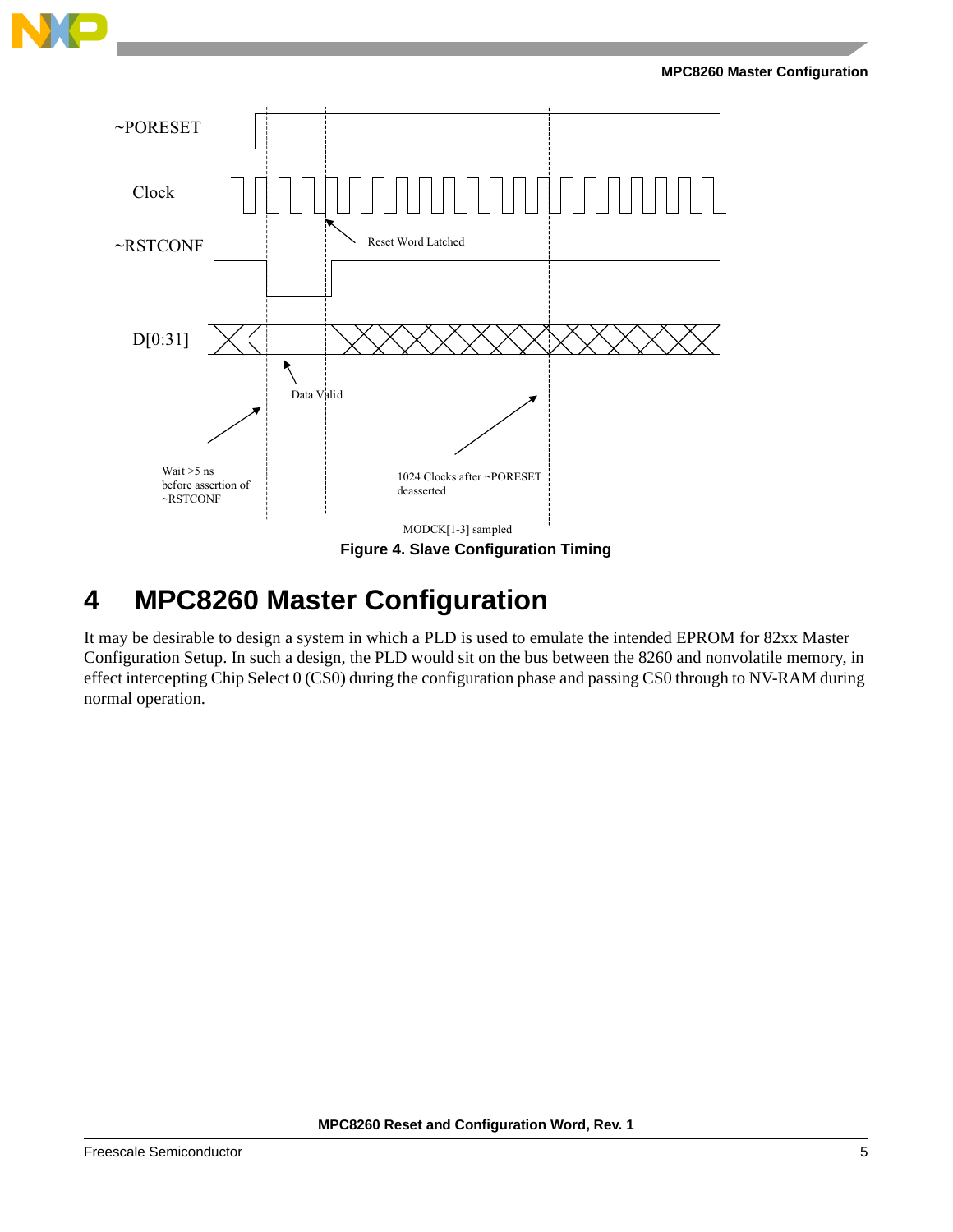~PORESET

Clock

~RSTCONF

Reset Word Latched

D[0:31]

Data Valid

Wait >5 ns before assertion of ~RSTCONF

1024 Clocks after ~PORESET deasserted

MODCK[1-3] sampled

**Figure 4. Slave Configuration Timing**

# 4 MPC8260 Master Configuration

It may be desirable to design a system in which a PLD is used to emulate the intended EPROM for 82xx Master Configuration Setup. In such a design, the PLD would sit on the bus between the 8260 and nonvolatile memory, in effect intercepting Chip Select 0 (CS0) during the configuration phase and passing CS0 through to NV-RAM during normal operation.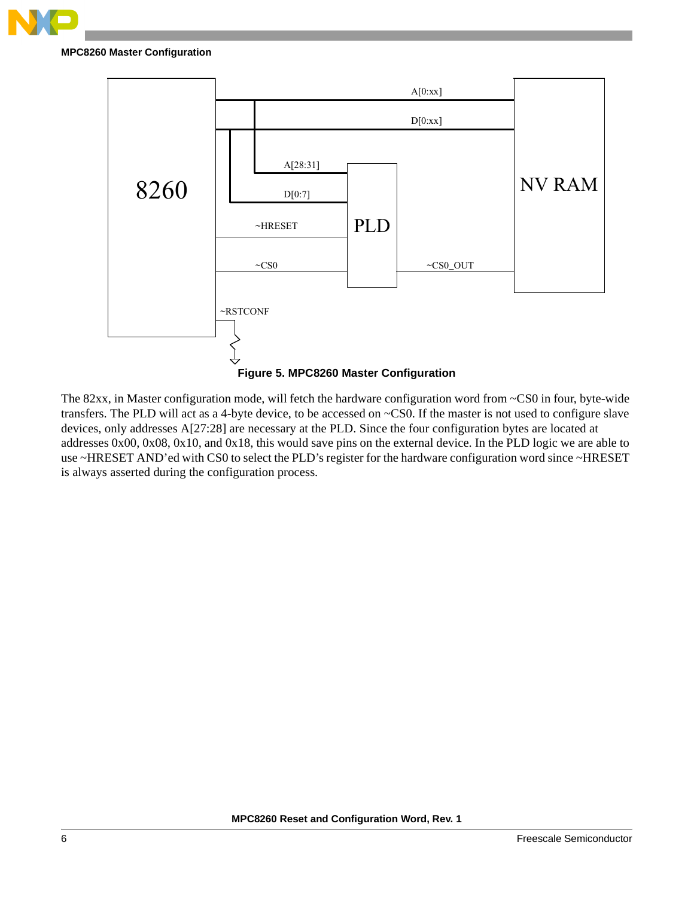Figure 5. MPC8260 Master Configuration

The 82xx, in Master configuration mode, will fetch the hardware configuration word from ~CS0 in four, byte-wide transfers. The PLD will act as a 4-byte device, to be accessed on ~CS0. If the master is not used to configure slave devices, only addresses A[27:28] are necessary at the PLD. Since the four configuration bytes are located at addresses 0x00, 0x08, 0x10, and 0x18, this would save pins on the external device. In the PLD logic we are able to use ~HRESET AND'ed with CS0 to select the PLD's register for the hardware configuration word since ~HRESET is always asserted during the configuration process.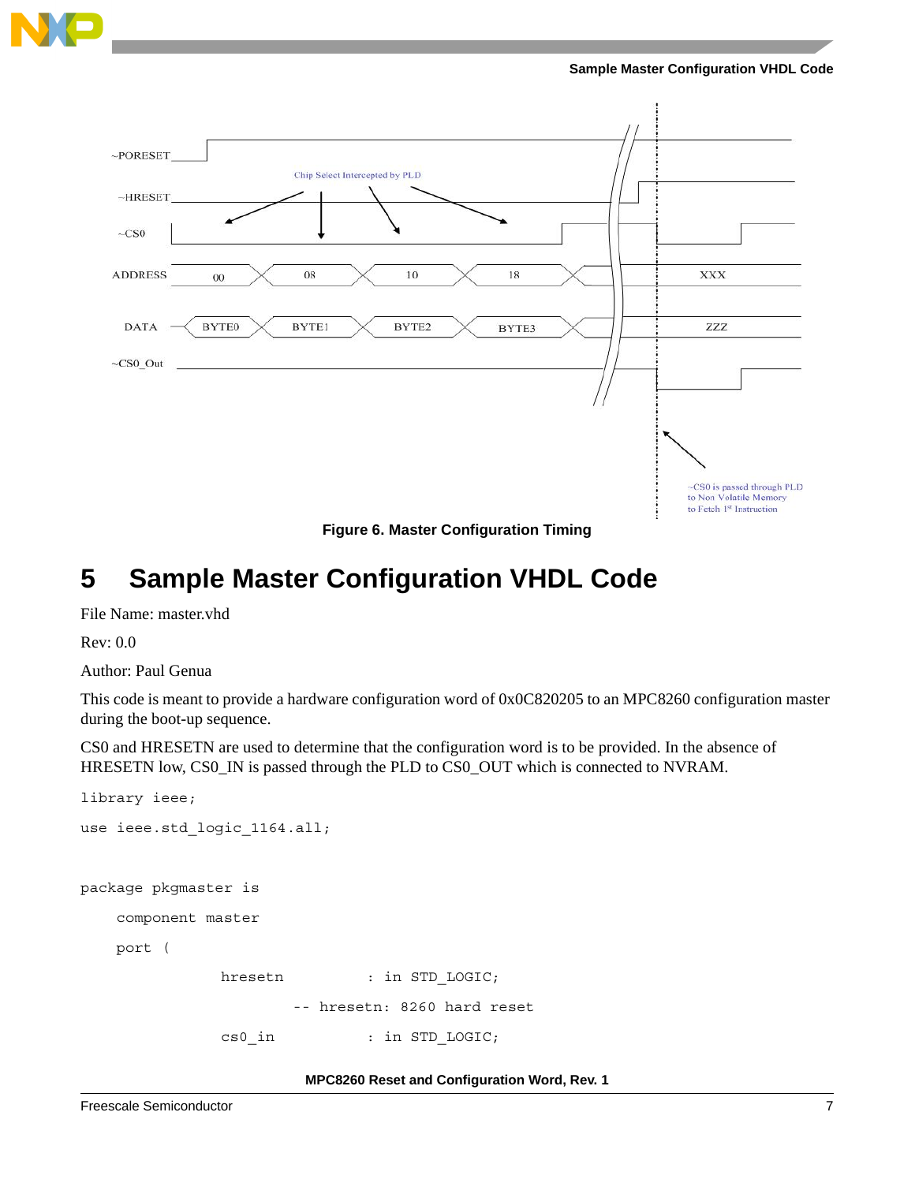Figure 6. Master Configuration Timing

## 5 Sample Master Configuration VHDL Code

File Name: master.vhd

Rev: 0.0

Author: Paul Genua

This code is meant to provide a hardware configuration word of 0x0C820205 to an MPC8260 configuration master during the boot-up sequence.

CS0 and HRESETN are used to determine that the configuration word is to be provided. In the absence of HRESETN low, CS0_IN is passed through the PLD to CS0_OUT which is connected to NVRAM.

```
library ieee;

use ieee.std_logic_1164.all;


package pkgmaster is

    component master

    port (

            hresetn          : in STD_LOGIC;

                    -- hresetn: 8260 hard reset

            cs0_in           : in STD_LOGIC;
```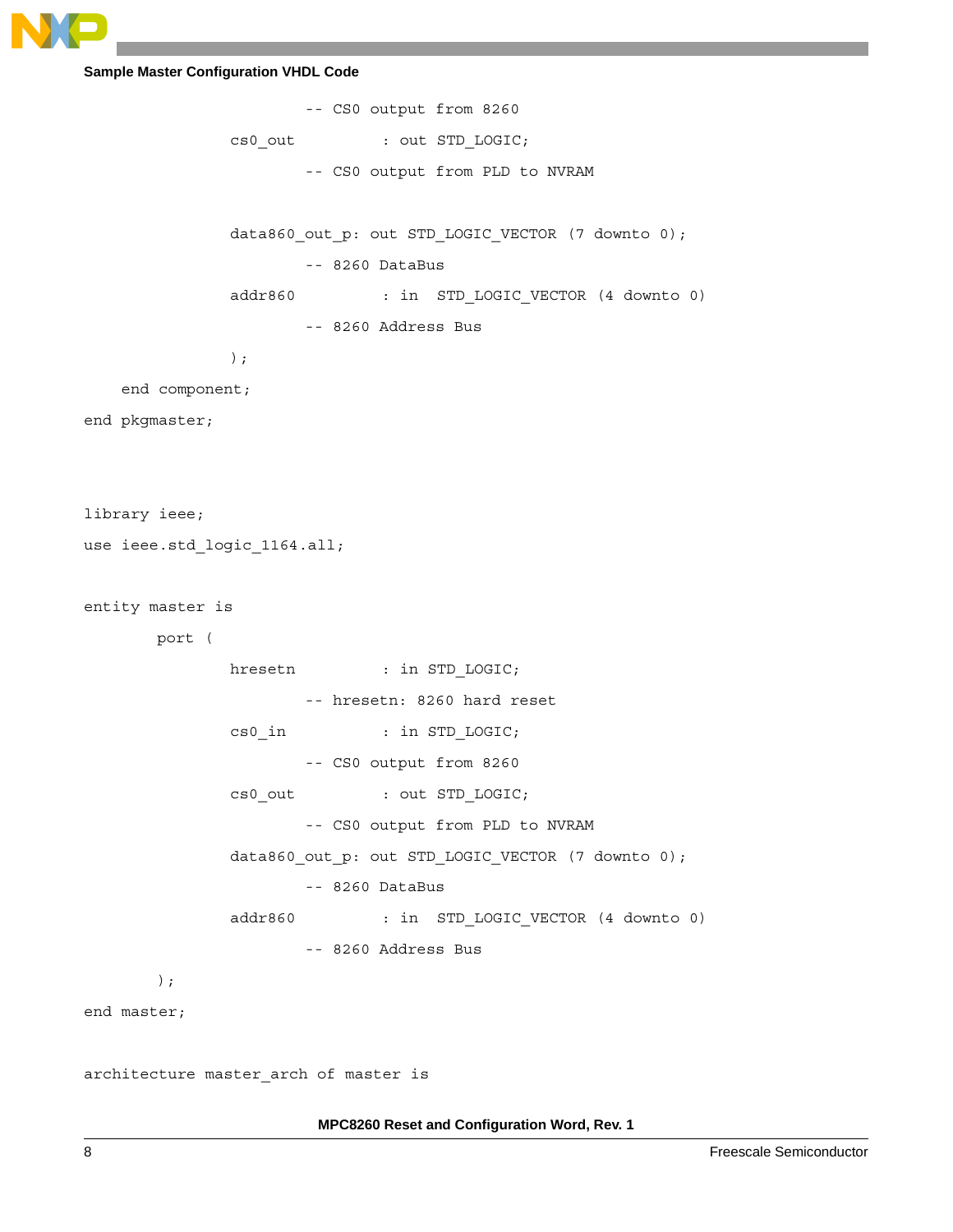```
                        -- CS0 output from 8260
                cs0_out          : out STD_LOGIC;
                        -- CS0 output from PLD to NVRAM

                data860_out_p: out STD_LOGIC_VECTOR (7 downto 0);
                        -- 8260 DataBus
                addr860          : in  STD_LOGIC_VECTOR (4 downto 0)
                        -- 8260 Address Bus
                );
    end component;
end pkgmaster;



library ieee;
use ieee.std_logic_1164.all;

entity master is
        port (
                hresetn          : in STD_LOGIC;
                        -- hresetn: 8260 hard reset
                cs0_in           : in STD_LOGIC;
                        -- CS0 output from 8260
                cs0_out          : out STD_LOGIC;
                        -- CS0 output from PLD to NVRAM
                data860_out_p: out STD_LOGIC_VECTOR (7 downto 0);
                        -- 8260 DataBus
                addr860          : in  STD_LOGIC_VECTOR (4 downto 0)
                        -- 8260 Address Bus
        );
end master;

architecture master_arch of master is
```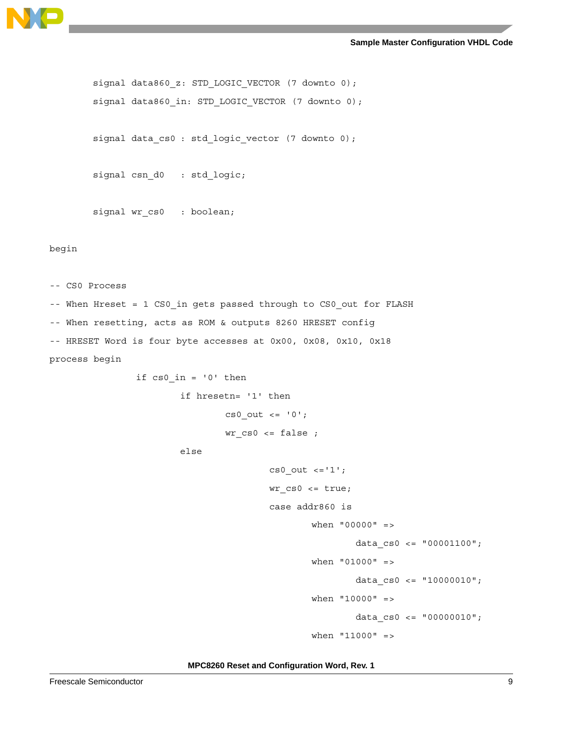```
        signal data860_z: STD_LOGIC_VECTOR (7 downto 0);
        signal data860_in: STD_LOGIC_VECTOR (7 downto 0);

        signal data_cs0 : std_logic_vector (7 downto 0);

        signal csn_d0   : std_logic;

        signal wr_cs0   : boolean;

begin

-- CS0 Process
-- When Hreset = 1 CS0_in gets passed through to CS0_out for FLASH
-- When resetting, acts as ROM & outputs 8260 HRESET config
-- HRESET Word is four byte accesses at 0x00, 0x08, 0x10, 0x18
process begin
                if cs0_in = '0' then
                        if hresetn= '1' then
                                cs0_out <= '0';
                                wr_cs0 <= false ;
                        else
                                        cs0_out <='1';
                                        wr_cs0 <= true;
                                        case addr860 is
                                                when "00000" =>
                                                        data_cs0 <= "00001100";
                                                when "01000" =>
                                                        data_cs0 <= "10000010";
                                                when "10000" =>
                                                        data_cs0 <= "00000010";
                                                when "11000" =>
```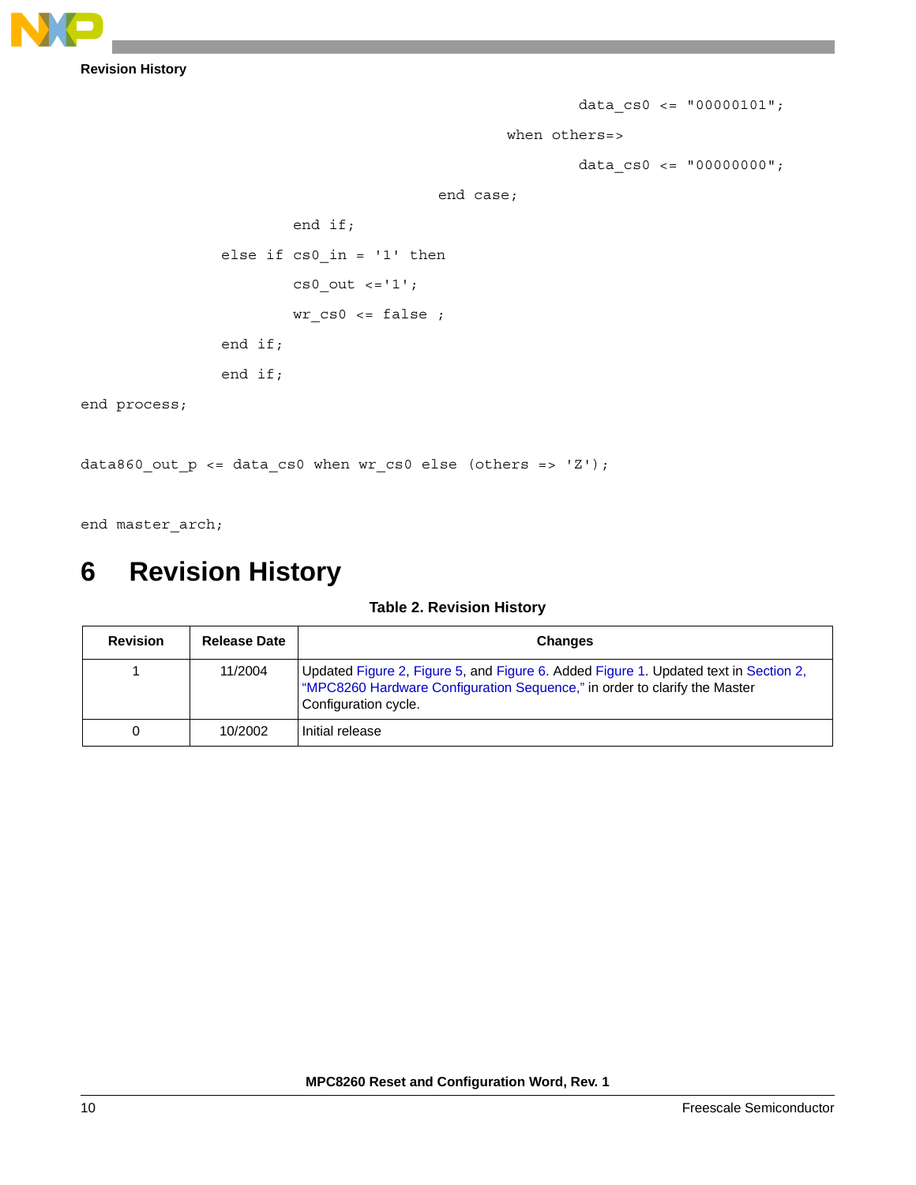```
                                        data_cs0 <= "00000101";
                                when others=>
                                        data_cs0 <= "00000000";
                        end case;
                end if;
        else if cs0_in = '1' then
                cs0_out <='1';
                wr_cs0 <= false ;
        end if;
        end if;
end process;

data860_out_p <= data_cs0 when wr_cs0 else (others => 'Z');

end master_arch;
```

# 6 Revision History

**Table 2. Revision History**

| Revision | Release Date | Changes |
|---|---|---|
| 1 | 11/2004 | Updated Figure 2, Figure 5, and Figure 6. Added Figure 1. Updated text in Section 2, "MPC8260 Hardware Configuration Sequence," in order to clarify the Master Configuration cycle. |
| 0 | 10/2002 | Initial release |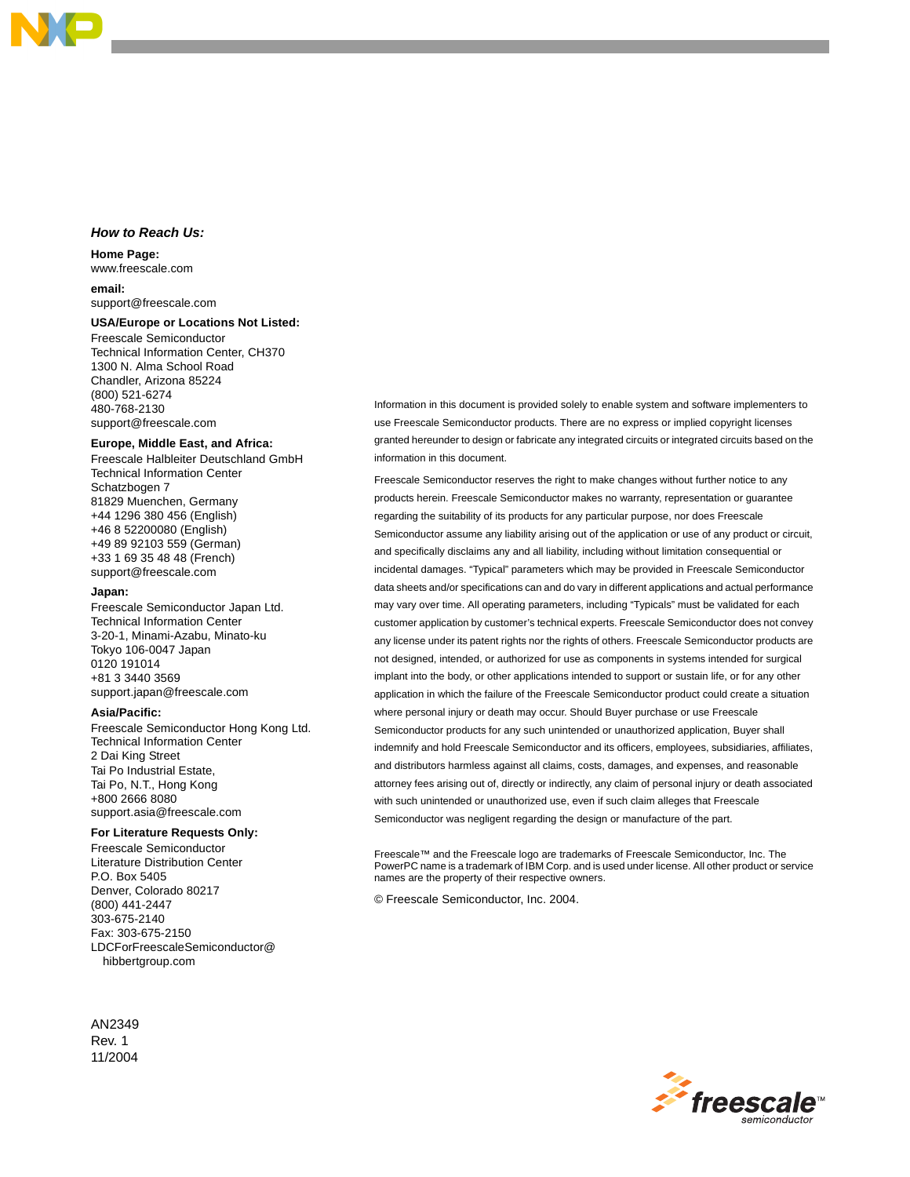***How to Reach Us:***

**Home Page:**
www.freescale.com

**email:**
support@freescale.com

**USA/Europe or Locations Not Listed:**
Freescale Semiconductor
Technical Information Center, CH370
1300 N. Alma School Road
Chandler, Arizona 85224
(800) 521-6274
480-768-2130
support@freescale.com

**Europe, Middle East, and Africa:**
Freescale Halbleiter Deutschland GmbH
Technical Information Center
Schatzbogen 7
81829 Muenchen, Germany
+44 1296 380 456 (English)
+46 8 52200080 (English)
+49 89 92103 559 (German)
+33 1 69 35 48 48 (French)
support@freescale.com

**Japan:**
Freescale Semiconductor Japan Ltd.
Technical Information Center
3-20-1, Minami-Azabu, Minato-ku
Tokyo 106-0047 Japan
0120 191014
+81 3 3440 3569
support.japan@freescale.com

**Asia/Pacific:**
Freescale Semiconductor Hong Kong Ltd.
Technical Information Center
2 Dai King Street
Tai Po Industrial Estate,
Tai Po, N.T., Hong Kong
+800 2666 8080
support.asia@freescale.com

**For Literature Requests Only:**
Freescale Semiconductor
Literature Distribution Center
P.O. Box 5405
Denver, Colorado 80217
(800) 441-2447
303-675-2140
Fax: 303-675-2150
LDCForFreescaleSemiconductor@hibbertgroup.com

Information in this document is provided solely to enable system and software implementers to use Freescale Semiconductor products. There are no express or implied copyright licenses granted hereunder to design or fabricate any integrated circuits or integrated circuits based on the information in this document.

Freescale Semiconductor reserves the right to make changes without further notice to any products herein. Freescale Semiconductor makes no warranty, representation or guarantee regarding the suitability of its products for any particular purpose, nor does Freescale Semiconductor assume any liability arising out of the application or use of any product or circuit, and specifically disclaims any and all liability, including without limitation consequential or incidental damages. “Typical” parameters which may be provided in Freescale Semiconductor data sheets and/or specifications can and do vary in different applications and actual performance may vary over time. All operating parameters, including “Typicals” must be validated for each customer application by customer’s technical experts. Freescale Semiconductor does not convey any license under its patent rights nor the rights of others. Freescale Semiconductor products are not designed, intended, or authorized for use as components in systems intended for surgical implant into the body, or other applications intended to support or sustain life, or for any other application in which the failure of the Freescale Semiconductor product could create a situation where personal injury or death may occur. Should Buyer purchase or use Freescale Semiconductor products for any such unintended or unauthorized application, Buyer shall indemnify and hold Freescale Semiconductor and its officers, employees, subsidiaries, affiliates, and distributors harmless against all claims, costs, damages, and expenses, and reasonable attorney fees arising out of, directly or indirectly, any claim of personal injury or death associated with such unintended or unauthorized use, even if such claim alleges that Freescale Semiconductor was negligent regarding the design or manufacture of the part.

Freescale™ and the Freescale logo are trademarks of Freescale Semiconductor, Inc. The PowerPC name is a trademark of IBM Corp. and is used under license. All other product or service names are the property of their respective owners.

© Freescale Semiconductor, Inc. 2004.

AN2349
Rev. 1
11/2004